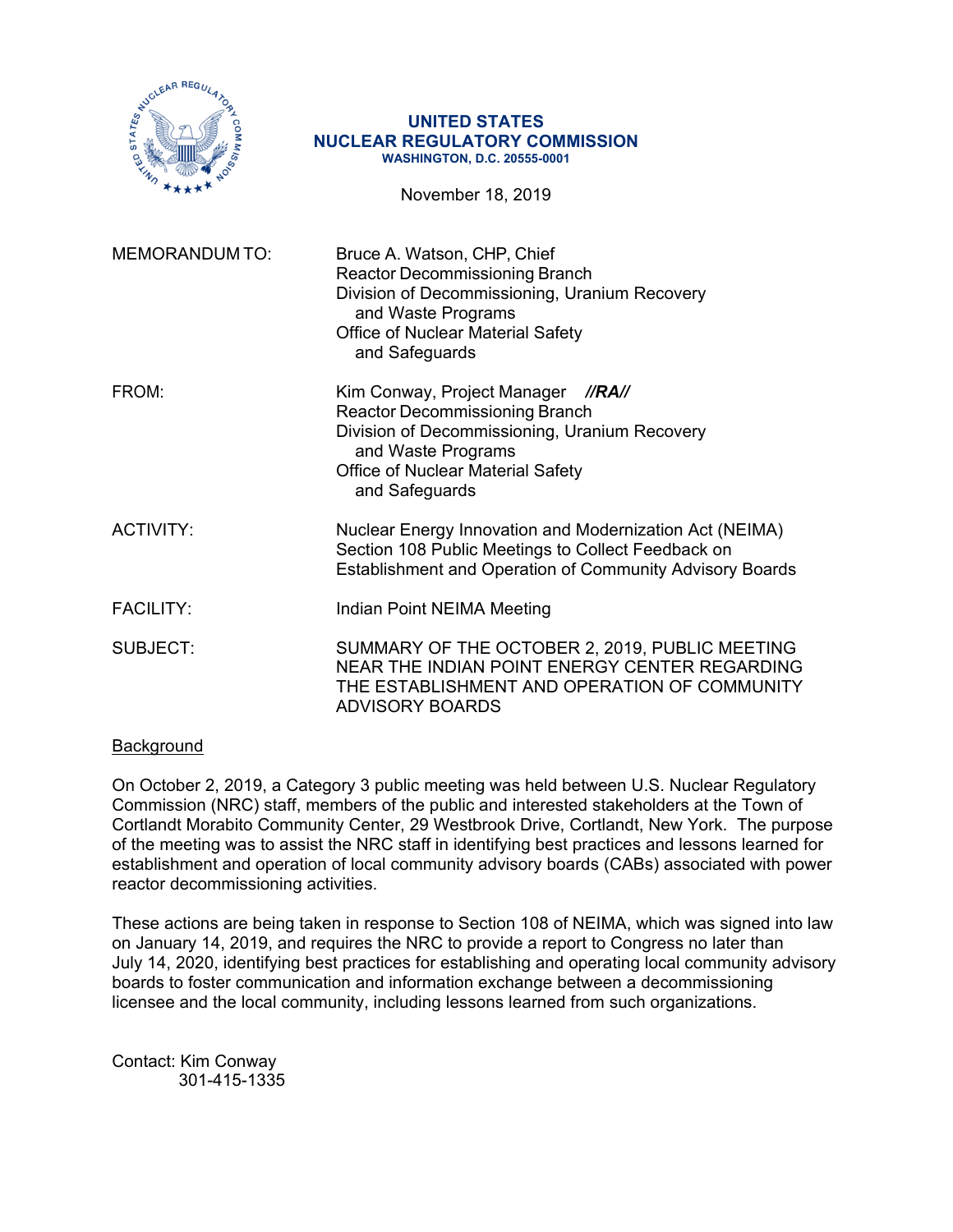**UNITED STATES**
**NUCLEAR REGULATORY COMMISSION**
**WASHINGTON, D.C. 20555-0001**

November 18, 2019

MEMORANDUM TO: Bruce A. Watson, CHP, Chief
Reactor Decommissioning Branch
Division of Decommissioning, Uranium Recovery
and Waste Programs
Office of Nuclear Material Safety
and Safeguards

FROM: Kim Conway, Project Manager ***//RA//***
Reactor Decommissioning Branch
Division of Decommissioning, Uranium Recovery
and Waste Programs
Office of Nuclear Material Safety
and Safeguards

ACTIVITY: Nuclear Energy Innovation and Modernization Act (NEIMA)
Section 108 Public Meetings to Collect Feedback on
Establishment and Operation of Community Advisory Boards

FACILITY: Indian Point NEIMA Meeting

SUBJECT: SUMMARY OF THE OCTOBER 2, 2019, PUBLIC MEETING
NEAR THE INDIAN POINT ENERGY CENTER REGARDING
THE ESTABLISHMENT AND OPERATION OF COMMUNITY
ADVISORY BOARDS

## Background

On October 2, 2019, a Category 3 public meeting was held between U.S. Nuclear Regulatory Commission (NRC) staff, members of the public and interested stakeholders at the Town of Cortlandt Morabito Community Center, 29 Westbrook Drive, Cortlandt, New York. The purpose of the meeting was to assist the NRC staff in identifying best practices and lessons learned for establishment and operation of local community advisory boards (CABs) associated with power reactor decommissioning activities.

These actions are being taken in response to Section 108 of NEIMA, which was signed into law on January 14, 2019, and requires the NRC to provide a report to Congress no later than July 14, 2020, identifying best practices for establishing and operating local community advisory boards to foster communication and information exchange between a decommissioning licensee and the local community, including lessons learned from such organizations.

Contact: Kim Conway
301-415-1335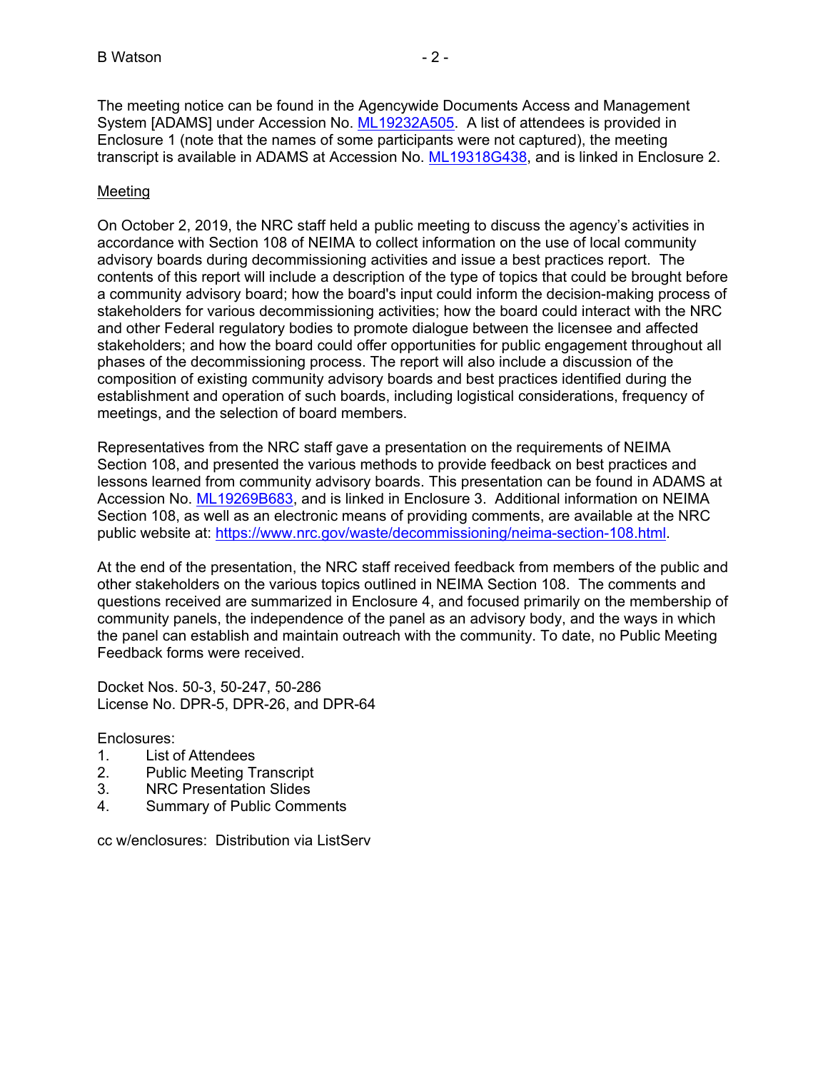The meeting notice can be found in the Agencywide Documents Access and Management System [ADAMS] under Accession No. ML19232A505. A list of attendees is provided in Enclosure 1 (note that the names of some participants were not captured), the meeting transcript is available in ADAMS at Accession No. ML19318G438, and is linked in Enclosure 2.

## Meeting

On October 2, 2019, the NRC staff held a public meeting to discuss the agency's activities in accordance with Section 108 of NEIMA to collect information on the use of local community advisory boards during decommissioning activities and issue a best practices report. The contents of this report will include a description of the type of topics that could be brought before a community advisory board; how the board's input could inform the decision-making process of stakeholders for various decommissioning activities; how the board could interact with the NRC and other Federal regulatory bodies to promote dialogue between the licensee and affected stakeholders; and how the board could offer opportunities for public engagement throughout all phases of the decommissioning process. The report will also include a discussion of the composition of existing community advisory boards and best practices identified during the establishment and operation of such boards, including logistical considerations, frequency of meetings, and the selection of board members.

Representatives from the NRC staff gave a presentation on the requirements of NEIMA Section 108, and presented the various methods to provide feedback on best practices and lessons learned from community advisory boards. This presentation can be found in ADAMS at Accession No. ML19269B683, and is linked in Enclosure 3. Additional information on NEIMA Section 108, as well as an electronic means of providing comments, are available at the NRC public website at: https://www.nrc.gov/waste/decommissioning/neima-section-108.html.

At the end of the presentation, the NRC staff received feedback from members of the public and other stakeholders on the various topics outlined in NEIMA Section 108. The comments and questions received are summarized in Enclosure 4, and focused primarily on the membership of community panels, the independence of the panel as an advisory body, and the ways in which the panel can establish and maintain outreach with the community. To date, no Public Meeting Feedback forms were received.

Docket Nos. 50-3, 50-247, 50-286
License No. DPR-5, DPR-26, and DPR-64

Enclosures:
1. List of Attendees
2. Public Meeting Transcript
3. NRC Presentation Slides
4. Summary of Public Comments

cc w/enclosures: Distribution via ListServ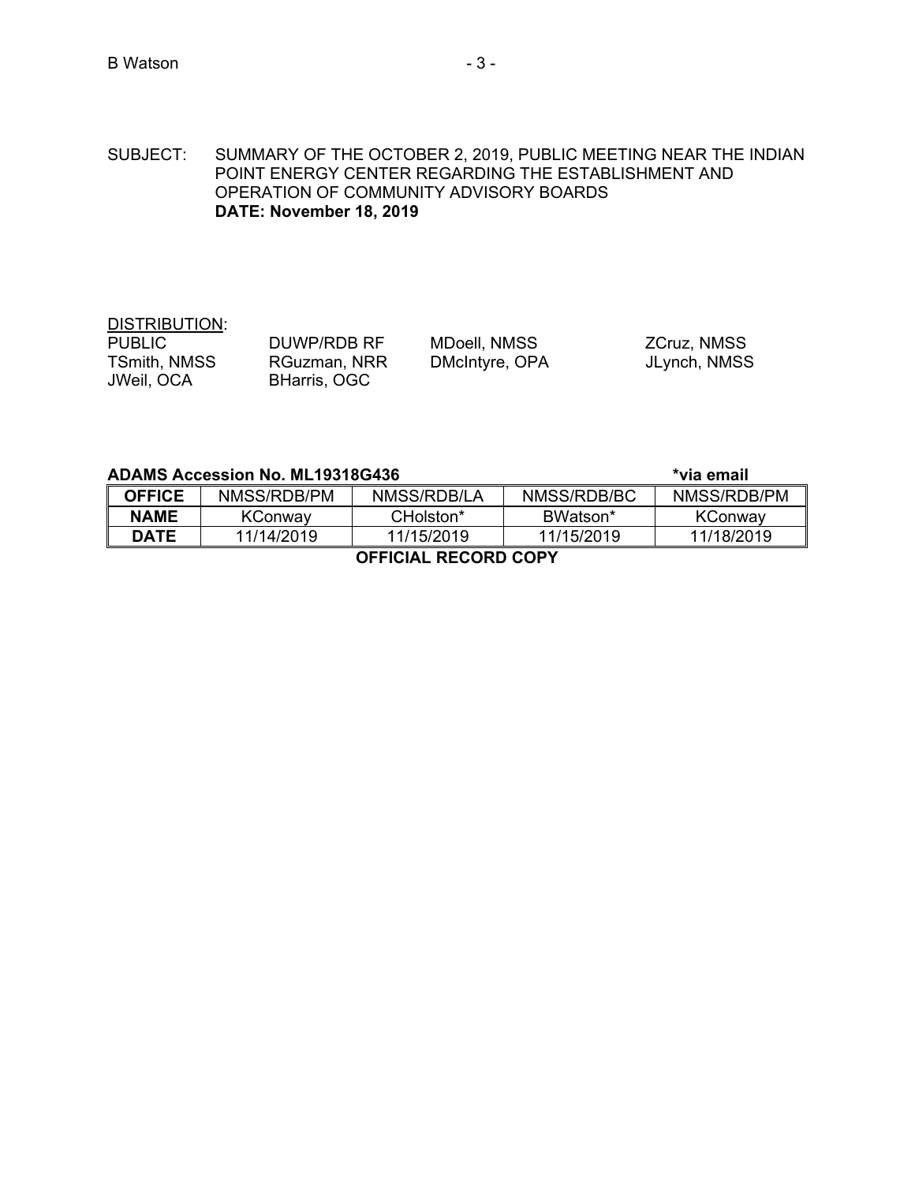SUBJECT: SUMMARY OF THE OCTOBER 2, 2019, PUBLIC MEETING NEAR THE INDIAN POINT ENERGY CENTER REGARDING THE ESTABLISHMENT AND OPERATION OF COMMUNITY ADVISORY BOARDS
**DATE: November 18, 2019**

DISTRIBUTION:

| | | | |
|---|---|---|---|
| PUBLIC | DUWP/RDB RF | MDoell, NMSS | ZCruz, NMSS |
| TSmith, NMSS | RGuzman, NRR | DMcIntyre, OPA | JLynch, NMSS |
| JWeil, OCA | BHarris, OGC | | |

**ADAMS Accession No. ML19318G436** **\*via email**

| **OFFICE** | NMSS/RDB/PM | NMSS/RDB/LA | NMSS/RDB/BC | NMSS/RDB/PM |
|---|---|---|---|---|
| **NAME** | KConway | CHolston* | BWatson* | KConway |
| **DATE** | 11/14/2019 | 11/15/2019 | 11/15/2019 | 11/18/2019 |

**OFFICIAL RECORD COPY**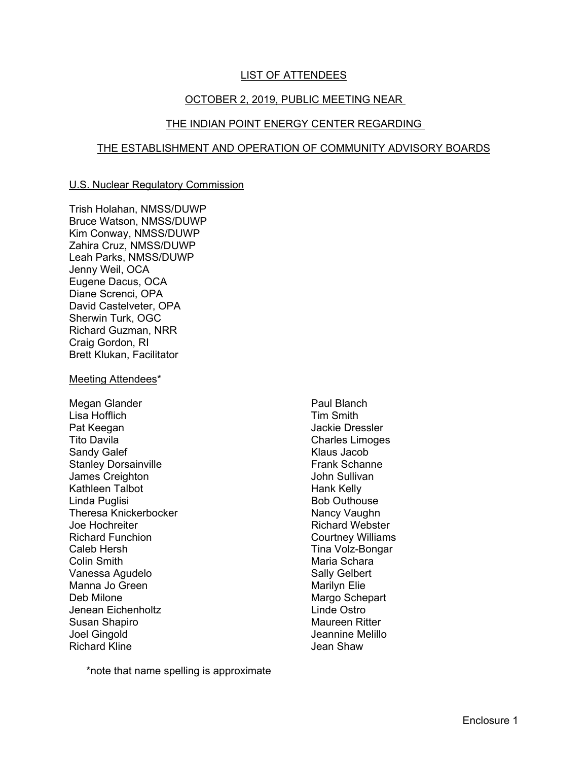# LIST OF ATTENDEES

## OCTOBER 2, 2019, PUBLIC MEETING NEAR THE INDIAN POINT ENERGY CENTER REGARDING THE ESTABLISHMENT AND OPERATION OF COMMUNITY ADVISORY BOARDS

### U.S. Nuclear Regulatory Commission

Trish Holahan, NMSS/DUWP
Bruce Watson, NMSS/DUWP
Kim Conway, NMSS/DUWP
Zahira Cruz, NMSS/DUWP
Leah Parks, NMSS/DUWP
Jenny Weil, OCA
Eugene Dacus, OCA
Diane Screnci, OPA
David Castelveter, OPA
Sherwin Turk, OGC
Richard Guzman, NRR
Craig Gordon, RI
Brett Klukan, Facilitator

### Meeting Attendees*

Megan Glander
Lisa Hofflich
Pat Keegan
Tito Davila
Sandy Galef
Stanley Dorsainville
James Creighton
Kathleen Talbot
Linda Puglisi
Theresa Knickerbocker
Joe Hochreiter
Richard Funchion
Caleb Hersh
Colin Smith
Vanessa Agudelo
Manna Jo Green
Deb Milone
Jenean Eichenholtz
Susan Shapiro
Joel Gingold
Richard Kline
Paul Blanch
Tim Smith
Jackie Dressler
Charles Limoges
Klaus Jacob
Frank Schanne
John Sullivan
Hank Kelly
Bob Outhouse
Nancy Vaughn
Richard Webster
Courtney Williams
Tina Volz-Bongar
Maria Schara
Sally Gelbert
Marilyn Elie
Margo Schepart
Linde Ostro
Maureen Ritter
Jeannine Melillo
Jean Shaw

*note that name spelling is approximate

Enclosure 1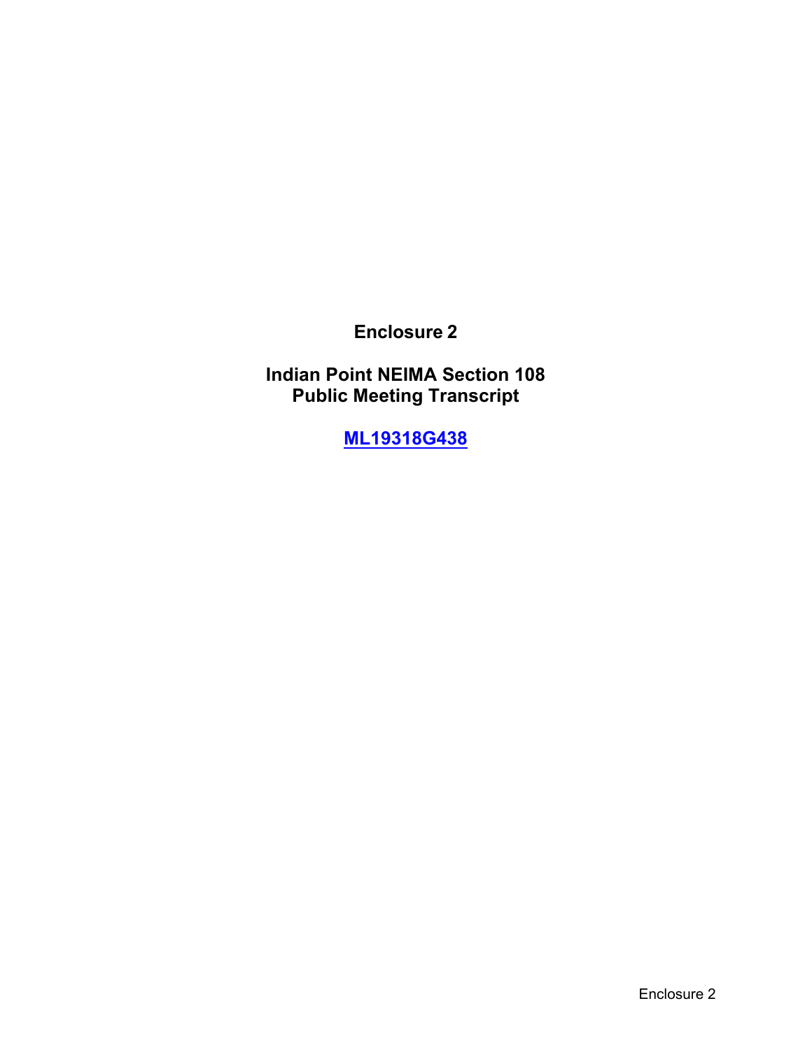**Enclosure 2**

**Indian Point NEIMA Section 108**
**Public Meeting Transcript**

**ML19318G438**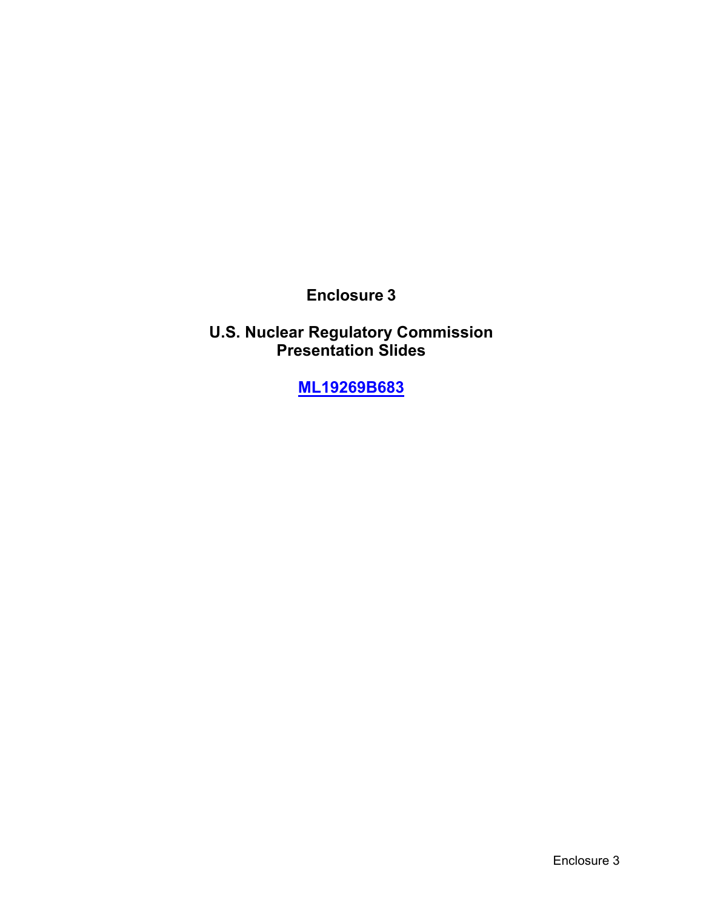**Enclosure 3**

**U.S. Nuclear Regulatory Commission**
**Presentation Slides**

**ML19269B683**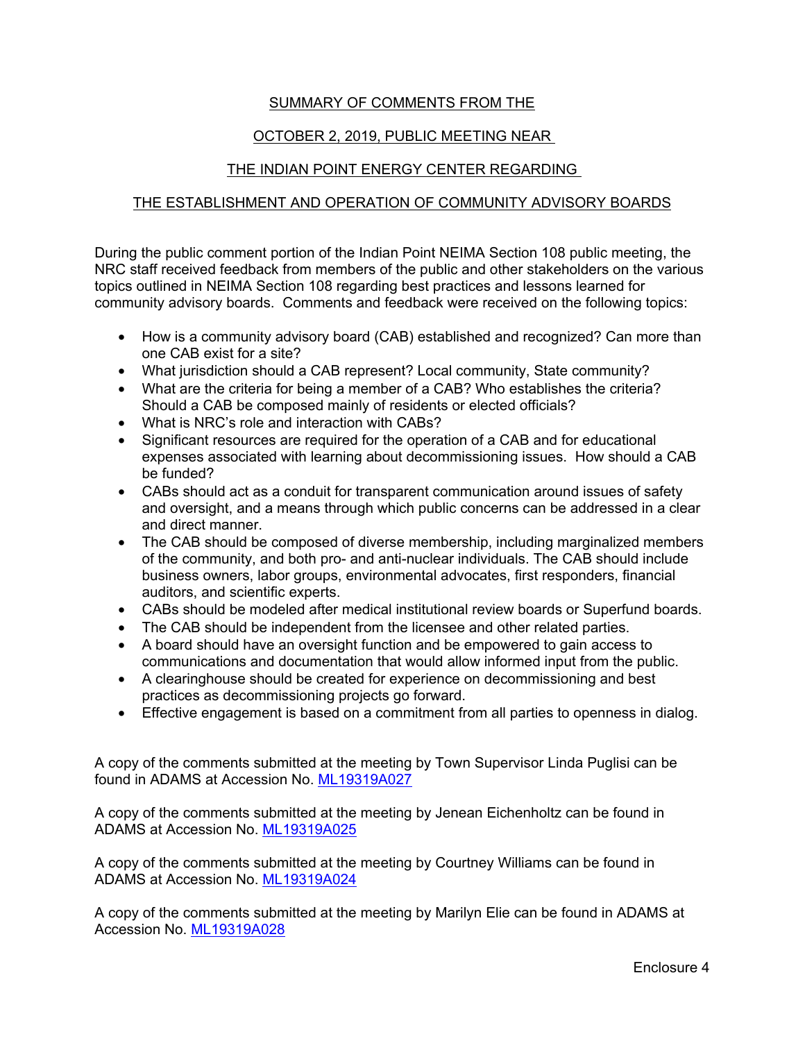# SUMMARY OF COMMENTS FROM THE OCTOBER 2, 2019, PUBLIC MEETING NEAR THE INDIAN POINT ENERGY CENTER REGARDING THE ESTABLISHMENT AND OPERATION OF COMMUNITY ADVISORY BOARDS

During the public comment portion of the Indian Point NEIMA Section 108 public meeting, the NRC staff received feedback from members of the public and other stakeholders on the various topics outlined in NEIMA Section 108 regarding best practices and lessons learned for community advisory boards. Comments and feedback were received on the following topics:

- How is a community advisory board (CAB) established and recognized? Can more than one CAB exist for a site?
- What jurisdiction should a CAB represent? Local community, State community?
- What are the criteria for being a member of a CAB? Who establishes the criteria? Should a CAB be composed mainly of residents or elected officials?
- What is NRC's role and interaction with CABs?
- Significant resources are required for the operation of a CAB and for educational expenses associated with learning about decommissioning issues. How should a CAB be funded?
- CABs should act as a conduit for transparent communication around issues of safety and oversight, and a means through which public concerns can be addressed in a clear and direct manner.
- The CAB should be composed of diverse membership, including marginalized members of the community, and both pro- and anti-nuclear individuals. The CAB should include business owners, labor groups, environmental advocates, first responders, financial auditors, and scientific experts.
- CABs should be modeled after medical institutional review boards or Superfund boards.
- The CAB should be independent from the licensee and other related parties.
- A board should have an oversight function and be empowered to gain access to communications and documentation that would allow informed input from the public.
- A clearinghouse should be created for experience on decommissioning and best practices as decommissioning projects go forward.
- Effective engagement is based on a commitment from all parties to openness in dialog.

A copy of the comments submitted at the meeting by Town Supervisor Linda Puglisi can be found in ADAMS at Accession No. ML19319A027

A copy of the comments submitted at the meeting by Jenean Eichenholtz can be found in ADAMS at Accession No. ML19319A025

A copy of the comments submitted at the meeting by Courtney Williams can be found in ADAMS at Accession No. ML19319A024

A copy of the comments submitted at the meeting by Marilyn Elie can be found in ADAMS at Accession No. ML19319A028

Enclosure 4